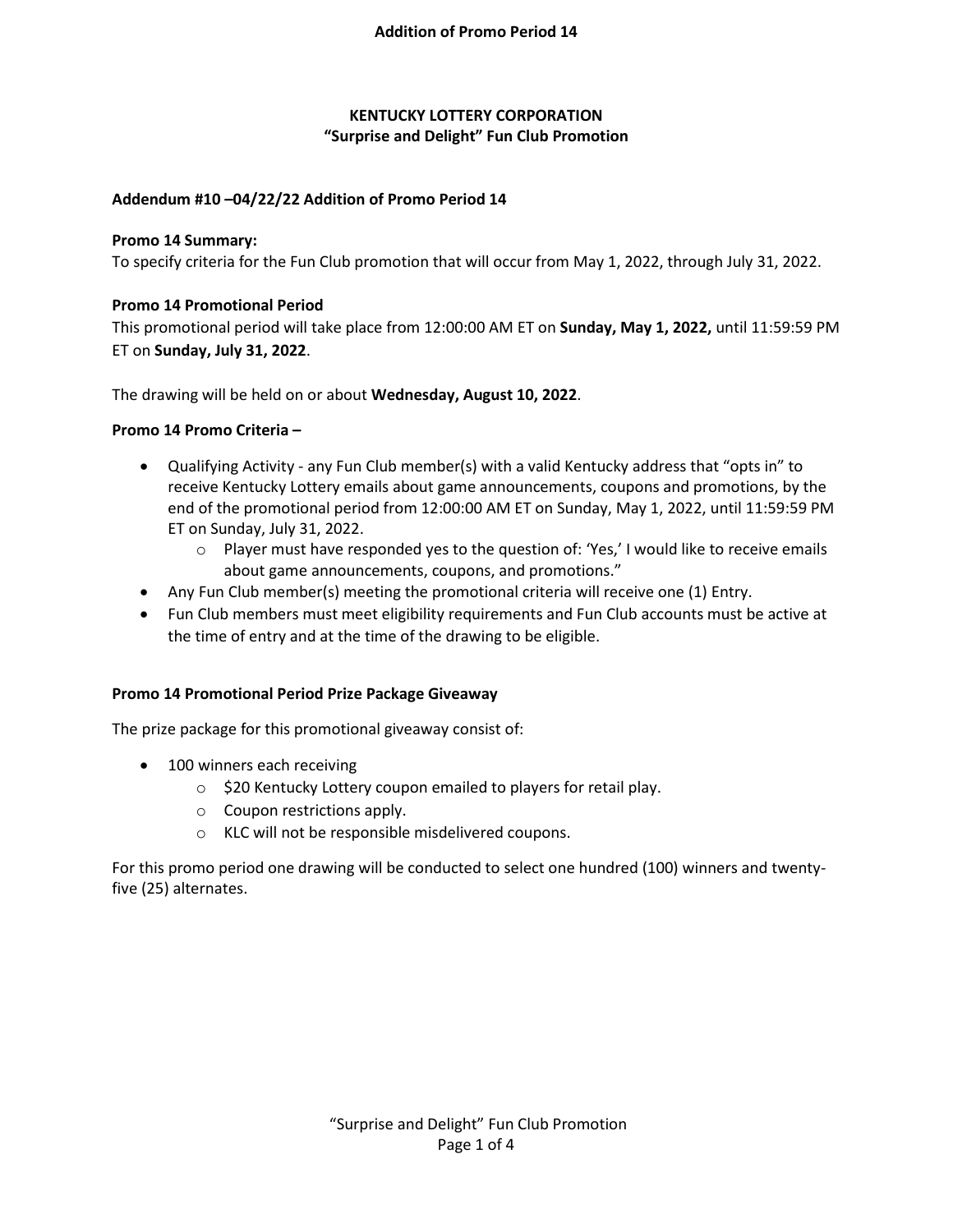# KENTUCKY LOTTERY CORPORATION
## "Surprise and Delight" Fun Club Promotion

### Addendum #10 –04/22/22 Addition of Promo Period 14

**Promo 14 Summary:**
To specify criteria for the Fun Club promotion that will occur from May 1, 2022, through July 31, 2022.

**Promo 14 Promotional Period**
This promotional period will take place from 12:00:00 AM ET on **Sunday, May 1, 2022,** until 11:59:59 PM ET on **Sunday, July 31, 2022**.

The drawing will be held on or about **Wednesday, August 10, 2022**.

**Promo 14 Promo Criteria –**

- Qualifying Activity - any Fun Club member(s) with a valid Kentucky address that "opts in" to receive Kentucky Lottery emails about game announcements, coupons and promotions, by the end of the promotional period from 12:00:00 AM ET on Sunday, May 1, 2022, until 11:59:59 PM ET on Sunday, July 31, 2022.
    - Player must have responded yes to the question of: 'Yes,' I would like to receive emails about game announcements, coupons, and promotions."
- Any Fun Club member(s) meeting the promotional criteria will receive one (1) Entry.
- Fun Club members must meet eligibility requirements and Fun Club accounts must be active at the time of entry and at the time of the drawing to be eligible.

**Promo 14 Promotional Period Prize Package Giveaway**

The prize package for this promotional giveaway consist of:

- 100 winners each receiving
    - $20 Kentucky Lottery coupon emailed to players for retail play.
    - Coupon restrictions apply.
    - KLC will not be responsible misdelivered coupons.

For this promo period one drawing will be conducted to select one hundred (100) winners and twenty-five (25) alternates.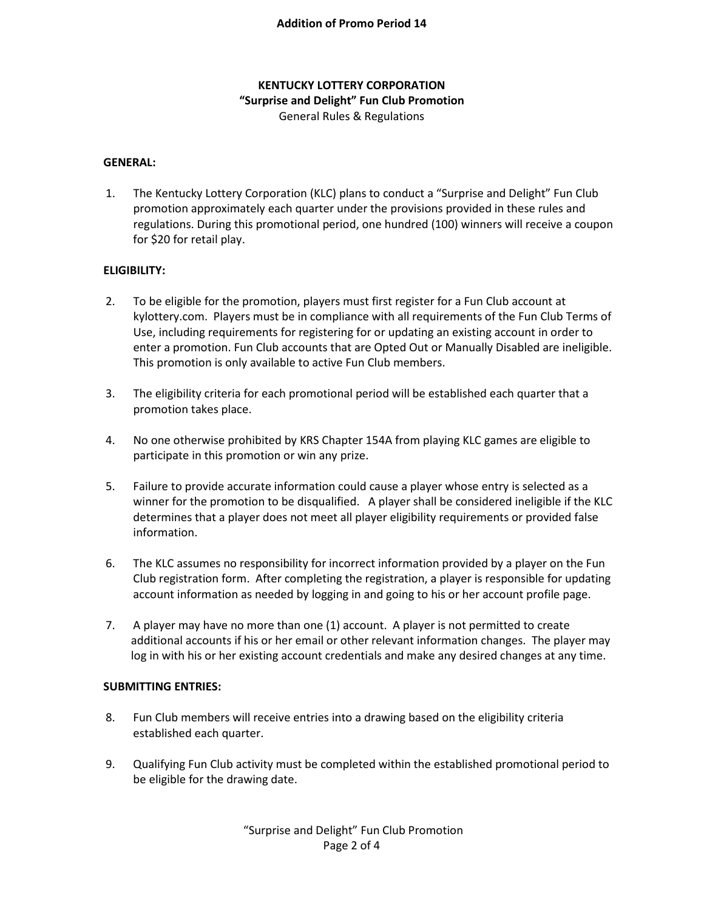**Addition of Promo Period 14**

# KENTUCKY LOTTERY CORPORATION

## "Surprise and Delight" Fun Club Promotion

General Rules & Regulations

### GENERAL:

1. The Kentucky Lottery Corporation (KLC) plans to conduct a "Surprise and Delight" Fun Club promotion approximately each quarter under the provisions provided in these rules and regulations. During this promotional period, one hundred (100) winners will receive a coupon for $20 for retail play.

### ELIGIBILITY:

2. To be eligible for the promotion, players must first register for a Fun Club account at kylottery.com. Players must be in compliance with all requirements of the Fun Club Terms of Use, including requirements for registering for or updating an existing account in order to enter a promotion. Fun Club accounts that are Opted Out or Manually Disabled are ineligible. This promotion is only available to active Fun Club members.

3. The eligibility criteria for each promotional period will be established each quarter that a promotion takes place.

4. No one otherwise prohibited by KRS Chapter 154A from playing KLC games are eligible to participate in this promotion or win any prize.

5. Failure to provide accurate information could cause a player whose entry is selected as a winner for the promotion to be disqualified. A player shall be considered ineligible if the KLC determines that a player does not meet all player eligibility requirements or provided false information.

6. The KLC assumes no responsibility for incorrect information provided by a player on the Fun Club registration form. After completing the registration, a player is responsible for updating account information as needed by logging in and going to his or her account profile page.

7. A player may have no more than one (1) account. A player is not permitted to create additional accounts if his or her email or other relevant information changes. The player may log in with his or her existing account credentials and make any desired changes at any time.

### SUBMITTING ENTRIES:

8. Fun Club members will receive entries into a drawing based on the eligibility criteria established each quarter.

9. Qualifying Fun Club activity must be completed within the established promotional period to be eligible for the drawing date.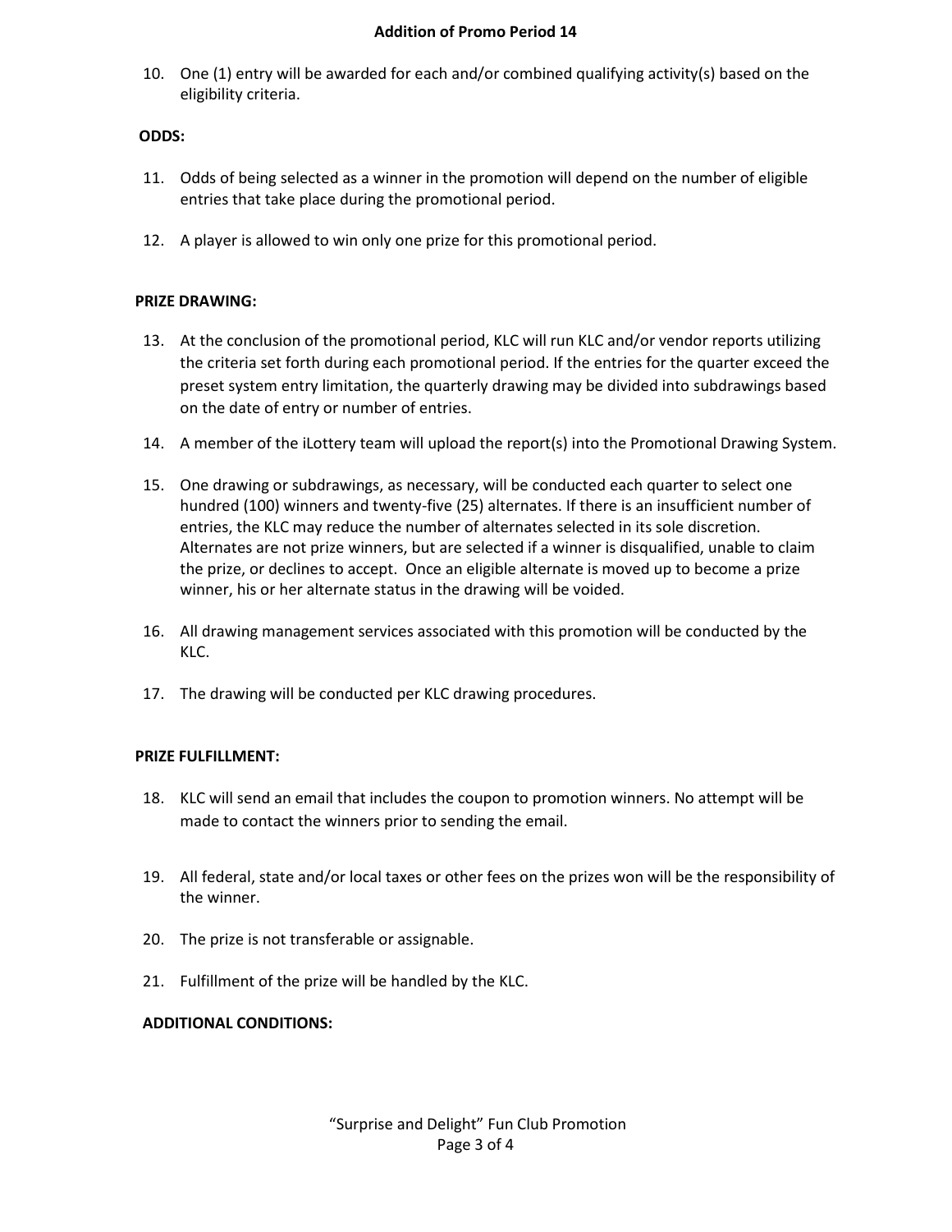10. One (1) entry will be awarded for each and/or combined qualifying activity(s) based on the eligibility criteria.

**ODDS:**

11. Odds of being selected as a winner in the promotion will depend on the number of eligible entries that take place during the promotional period.

12. A player is allowed to win only one prize for this promotional period.

**PRIZE DRAWING:**

13. At the conclusion of the promotional period, KLC will run KLC and/or vendor reports utilizing the criteria set forth during each promotional period. If the entries for the quarter exceed the preset system entry limitation, the quarterly drawing may be divided into subdrawings based on the date of entry or number of entries.

14. A member of the iLottery team will upload the report(s) into the Promotional Drawing System.

15. One drawing or subdrawings, as necessary, will be conducted each quarter to select one hundred (100) winners and twenty-five (25) alternates. If there is an insufficient number of entries, the KLC may reduce the number of alternates selected in its sole discretion. Alternates are not prize winners, but are selected if a winner is disqualified, unable to claim the prize, or declines to accept. Once an eligible alternate is moved up to become a prize winner, his or her alternate status in the drawing will be voided.

16. All drawing management services associated with this promotion will be conducted by the KLC.

17. The drawing will be conducted per KLC drawing procedures.

**PRIZE FULFILLMENT:**

18. KLC will send an email that includes the coupon to promotion winners. No attempt will be made to contact the winners prior to sending the email.

19. All federal, state and/or local taxes or other fees on the prizes won will be the responsibility of the winner.

20. The prize is not transferable or assignable.

21. Fulfillment of the prize will be handled by the KLC.

**ADDITIONAL CONDITIONS:**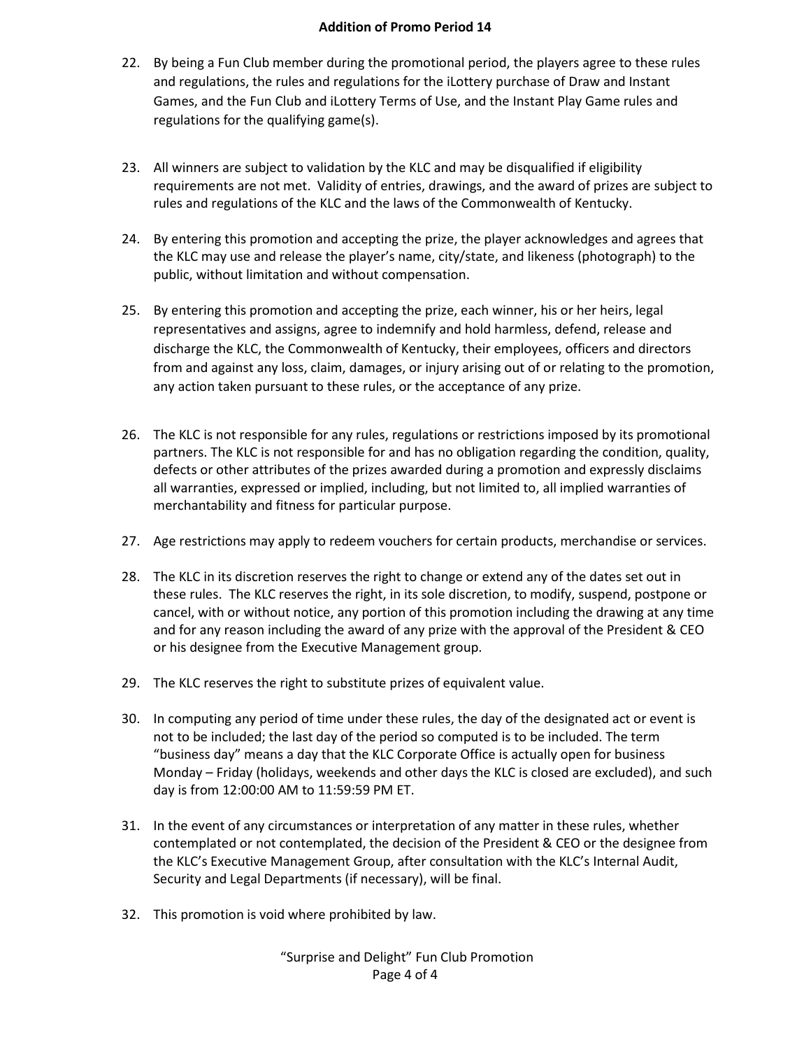22. By being a Fun Club member during the promotional period, the players agree to these rules and regulations, the rules and regulations for the iLottery purchase of Draw and Instant Games, and the Fun Club and iLottery Terms of Use, and the Instant Play Game rules and regulations for the qualifying game(s).

23. All winners are subject to validation by the KLC and may be disqualified if eligibility requirements are not met. Validity of entries, drawings, and the award of prizes are subject to rules and regulations of the KLC and the laws of the Commonwealth of Kentucky.

24. By entering this promotion and accepting the prize, the player acknowledges and agrees that the KLC may use and release the player's name, city/state, and likeness (photograph) to the public, without limitation and without compensation.

25. By entering this promotion and accepting the prize, each winner, his or her heirs, legal representatives and assigns, agree to indemnify and hold harmless, defend, release and discharge the KLC, the Commonwealth of Kentucky, their employees, officers and directors from and against any loss, claim, damages, or injury arising out of or relating to the promotion, any action taken pursuant to these rules, or the acceptance of any prize.

26. The KLC is not responsible for any rules, regulations or restrictions imposed by its promotional partners. The KLC is not responsible for and has no obligation regarding the condition, quality, defects or other attributes of the prizes awarded during a promotion and expressly disclaims all warranties, expressed or implied, including, but not limited to, all implied warranties of merchantability and fitness for particular purpose.

27. Age restrictions may apply to redeem vouchers for certain products, merchandise or services.

28. The KLC in its discretion reserves the right to change or extend any of the dates set out in these rules. The KLC reserves the right, in its sole discretion, to modify, suspend, postpone or cancel, with or without notice, any portion of this promotion including the drawing at any time and for any reason including the award of any prize with the approval of the President & CEO or his designee from the Executive Management group.

29. The KLC reserves the right to substitute prizes of equivalent value.

30. In computing any period of time under these rules, the day of the designated act or event is not to be included; the last day of the period so computed is to be included. The term "business day" means a day that the KLC Corporate Office is actually open for business Monday – Friday (holidays, weekends and other days the KLC is closed are excluded), and such day is from 12:00:00 AM to 11:59:59 PM ET.

31. In the event of any circumstances or interpretation of any matter in these rules, whether contemplated or not contemplated, the decision of the President & CEO or the designee from the KLC's Executive Management Group, after consultation with the KLC's Internal Audit, Security and Legal Departments (if necessary), will be final.

32. This promotion is void where prohibited by law.